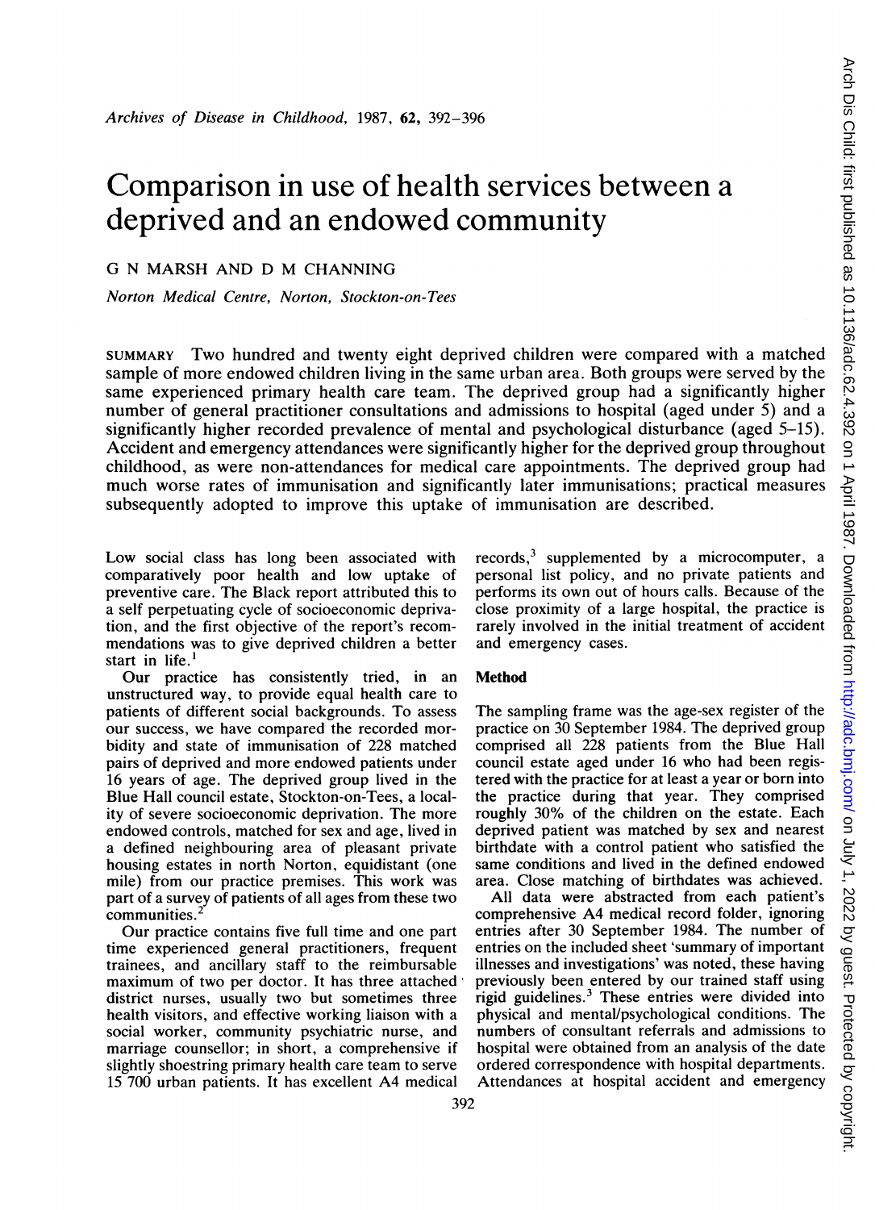# Comparison in use of health services between a deprived and an endowed community

G N MARSH AND D M CHANNING

*Norton Medical Centre, Norton, Stockton-on-Tees*

SUMMARY Two hundred and twenty eight deprived children were compared with a matched sample of more endowed children living in the same urban area. Both groups were served by the same experienced primary health care team. The deprived group had a significantly higher number of general practitioner consultations and admissions to hospital (aged under 5) and a significantly higher recorded prevalence of mental and psychological disturbance (aged 5–15). Accident and emergency attendances were significantly higher for the deprived group throughout childhood, as were non-attendances for medical care appointments. The deprived group had much worse rates of immunisation and significantly later immunisations; practical measures subsequently adopted to improve this uptake of immunisation are described.

Low social class has long been associated with comparatively poor health and low uptake of preventive care. The Black report attributed this to a self perpetuating cycle of socioeconomic deprivation, and the first objective of the report's recommendations was to give deprived children a better start in life.[1]

Our practice has consistently tried, in an unstructured way, to provide equal health care to patients of different social backgrounds. To assess our success, we have compared the recorded morbidity and state of immunisation of 228 matched pairs of deprived and more endowed patients under 16 years of age. The deprived group lived in the Blue Hall council estate, Stockton-on-Tees, a locality of severe socioeconomic deprivation. The more endowed controls, matched for sex and age, lived in a defined neighbouring area of pleasant private housing estates in north Norton, equidistant (one mile) from our practice premises. This work was part of a survey of patients of all ages from these two communities.[2]

Our practice contains five full time and one part time experienced general practitioners, frequent trainees, and ancillary staff to the reimbursable maximum of two per doctor. It has three attached district nurses, usually two but sometimes three health visitors, and effective working liaison with a social worker, community psychiatric nurse, and marriage counsellor; in short, a comprehensive if slightly shoestring primary health care team to serve 15 700 urban patients. It has excellent A4 medical records,[3] supplemented by a microcomputer, a personal list policy, and no private patients and performs its own out of hours calls. Because of the close proximity of a large hospital, the practice is rarely involved in the initial treatment of accident and emergency cases.

## Method

The sampling frame was the age-sex register of the practice on 30 September 1984. The deprived group comprised all 228 patients from the Blue Hall council estate aged under 16 who had been registered with the practice for at least a year or born into the practice during that year. They comprised roughly 30% of the children on the estate. Each deprived patient was matched by sex and nearest birthdate with a control patient who satisfied the same conditions and lived in the defined endowed area. Close matching of birthdates was achieved.

All data were abstracted from each patient's comprehensive A4 medical record folder, ignoring entries after 30 September 1984. The number of entries on the included sheet 'summary of important illnesses and investigations' was noted, these having previously been entered by our trained staff using rigid guidelines.[3] These entries were divided into physical and mental/psychological conditions. The numbers of consultant referrals and admissions to hospital were obtained from an analysis of the date ordered correspondence with hospital departments. Attendances at hospital accident and emergency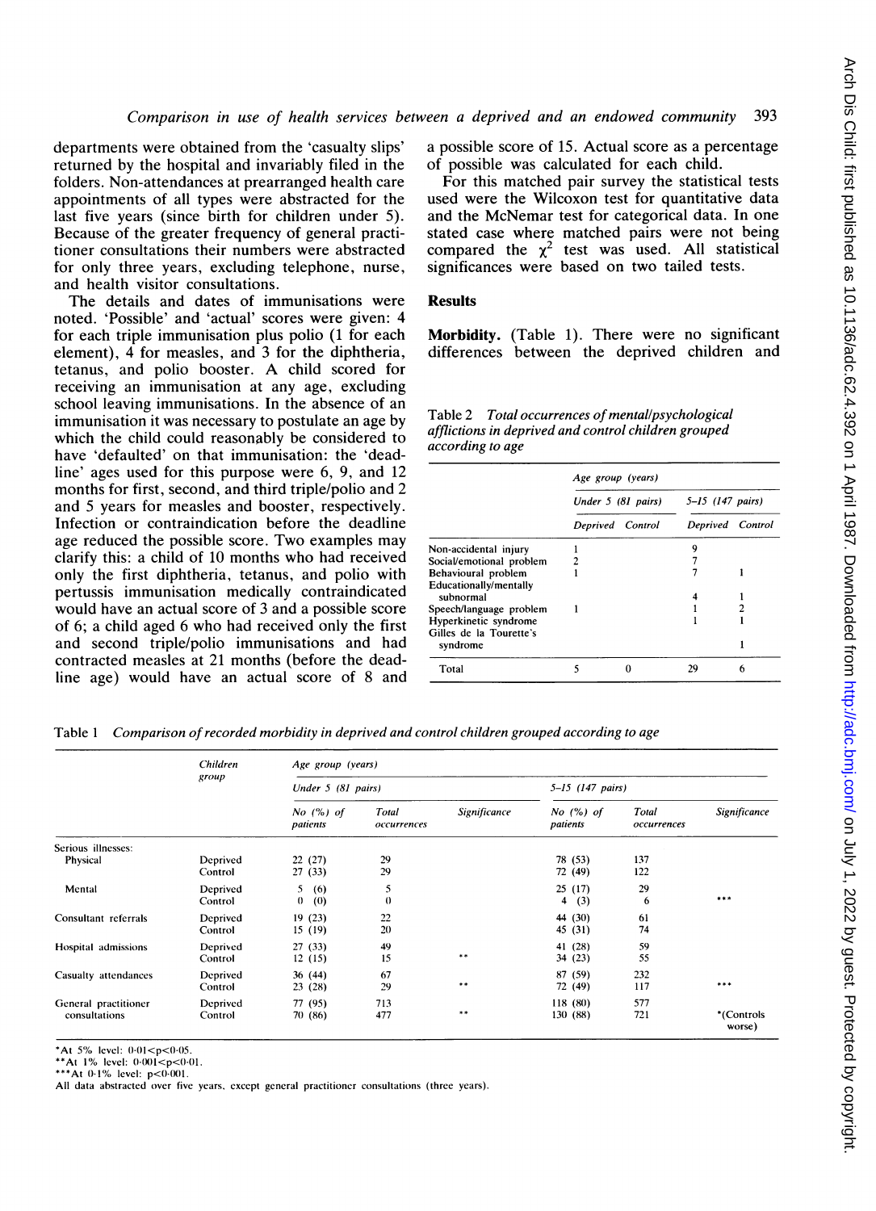departments were obtained from the 'casualty slips' returned by the hospital and invariably filed in the folders. Non-attendances at prearranged health care appointments of all types were abstracted for the last five years (since birth for children under 5). Because of the greater frequency of general practitioner consultations their numbers were abstracted for only three years, excluding telephone, nurse, and health visitor consultations.

The details and dates of immunisations were noted. 'Possible' and 'actual' scores were given: 4 for each triple immunisation plus polio (1 for each element), 4 for measles, and 3 for the diphtheria, tetanus, and polio booster. A child scored for receiving an immunisation at any age, excluding school leaving immunisations. In the absence of an immunisation it was necessary to postulate an age by which the child could reasonably be considered to have 'defaulted' on that immunisation: the 'deadline' ages used for this purpose were 6, 9, and 12 months for first, second, and third triple/polio and 2 and 5 years for measles and booster, respectively. Infection or contraindication before the deadline age reduced the possible score. Two examples may clarify this: a child of 10 months who had received only the first diphtheria, tetanus, and polio with pertussis immunisation medically contraindicated would have an actual score of 3 and a possible score of 6; a child aged 6 who had received only the first and second triple/polio immunisations and had contracted measles at 21 months (before the deadline age) would have an actual score of 8 and a possible score of 15. Actual score as a percentage of possible was calculated for each child.

For this matched pair survey the statistical tests used were the Wilcoxon test for quantitative data and the McNemar test for categorical data. In one stated case where matched pairs were not being compared the $\chi^2$ test was used. All statistical significances were based on two tailed tests.

## Results

**Morbidity.** (Table 1). There were no significant differences between the deprived children and

Table 2 *Total occurrences of mental/psychological afflictions in deprived and control children grouped according to age*

| | Age group (years) | | | |
|---|---|---|---|---|
| | Under 5 (81 pairs) | | 5–15 (147 pairs) | |
| | Deprived | Control | Deprived | Control |
| Non-accidental injury | 1 | | 9 | |
| Social/emotional problem | 2 | | 7 | |
| Behavioural problem | 1 | | 7 | 1 |
| Educationally/mentally subnormal | | | 4 | 1 |
| Speech/language problem | 1 | | 1 | 2 |
| Hyperkinetic syndrome | | | 1 | 1 |
| Gilles de la Tourette's syndrome | | | | 1 |
| Total | 5 | 0 | 29 | 6 |

Table 1 *Comparison of recorded morbidity in deprived and control children grouped according to age*

| | Children group | Age group (years) | | | | | |
|---|---|---|---|---|---|---|---|
| | | Under 5 (81 pairs) | | | 5–15 (147 pairs) | | |
| | | No (%) of patients | Total occurrences | Significance | No (%) of patients | Total occurrences | Significance |
| Serious illnesses: Physical | Deprived | 22 (27) | 29 | | 78 (53) | 137 | |
| | Control | 27 (33) | 29 | | 72 (49) | 122 | |
| Mental | Deprived | 5 (6) | 5 | | 25 (17) | 29 | |
| | Control | 0 (0) | 0 | | 4 (3) | 6 | *** |
| Consultant referrals | Deprived | 19 (23) | 22 | | 44 (30) | 61 | |
| | Control | 15 (19) | 20 | | 45 (31) | 74 | |
| Hospital admissions | Deprived | 27 (33) | 49 | | 41 (28) | 59 | |
| | Control | 12 (15) | 15 | ** | 34 (23) | 55 | |
| Casualty attendances | Deprived | 36 (44) | 67 | | 87 (59) | 232 | |
| | Control | 23 (28) | 29 | ** | 72 (49) | 117 | *** |
| General practitioner consultations | Deprived | 77 (95) | 713 | | 118 (80) | 577 | |
| | Control | 70 (86) | 477 | ** | 130 (88) | 721 | *(Controls worse) |

*At 5% level: $0.01<p<0.05$.
**At 1% level: $0.001<p<0.01$.
***At 0.1% level: $p<0.001$.
All data abstracted over five years, except general practitioner consultations (three years).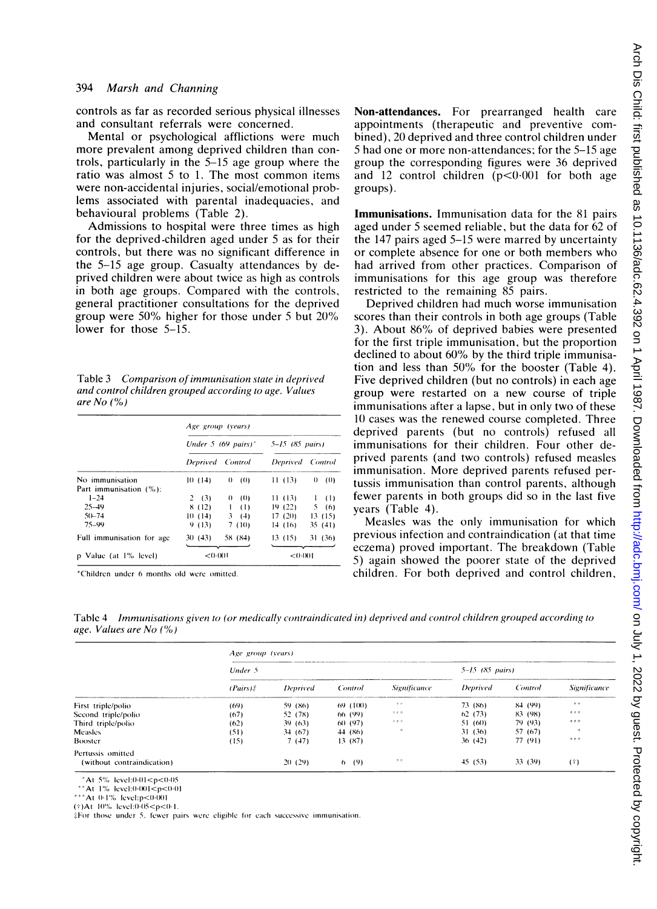controls as far as recorded serious physical illnesses and consultant referrals were concerned.

Mental or psychological afflictions were much more prevalent among deprived children than controls, particularly in the 5–15 age group where the ratio was almost 5 to 1. The most common items were non-accidental injuries, social/emotional problems associated with parental inadequacies, and behavioural problems (Table 2).

Admissions to hospital were three times as high for the deprived children aged under 5 as for their controls, but there was no significant difference in the 5–15 age group. Casualty attendances by deprived children were about twice as high as controls in both age groups. Compared with the controls, general practitioner consultations for the deprived group were 50% higher for those under 5 but 20% lower for those 5–15.

Table 3 *Comparison of immunisation state in deprived and control children grouped according to age. Values are No (%)*

| | Age group (years) | | | |
|---|---|---|---|---|
| | Under 5 (69 pairs)* | | 5–15 (85 pairs) | |
| | Deprived | Control | Deprived | Control |
| No immunisation | 10 (14) | 0 (0) | 11 (13) | 0 (0) |
| Part immunisation (%): | | | | |
| 1–24 | 2 (3) | 0 (0) | 11 (13) | 1 (1) |
| 25–49 | 8 (12) | 1 (1) | 19 (22) | 5 (6) |
| 50–74 | 10 (14) | 3 (4) | 17 (20) | 13 (15) |
| 75–99 | 9 (13) | 7 (10) | 14 (16) | 35 (41) |
| Full immunisation for age | 30 (43) | 58 (84) | 13 (15) | 31 (36) |
| p Value (at 1% level) | <0·001 | | <0·001 | |

*Children under 6 months old were omitted.

**Non-attendances.** For prearranged health care appointments (therapeutic and preventive combined), 20 deprived and three control children under 5 had one or more non-attendances; for the 5–15 age group the corresponding figures were 36 deprived and 12 control children ($p<0·001$ for both age groups).

**Immunisations.** Immunisation data for the 81 pairs aged under 5 seemed reliable, but the data for 62 of the 147 pairs aged 5–15 were marred by uncertainty or complete absence for one or both members who had arrived from other practices. Comparison of immunisations for this age group was therefore restricted to the remaining 85 pairs.

Deprived children had much worse immunisation scores than their controls in both age groups (Table 3). About 86% of deprived babies were presented for the first triple immunisation, but the proportion declined to about 60% by the third triple immunisation and less than 50% for the booster (Table 4). Five deprived children (but no controls) in each age group were restarted on a new course of triple immunisations after a lapse, but in only two of these 10 cases was the renewed course completed. Three deprived parents (but no controls) refused all immunisations for their children. Four other deprived parents (and two controls) refused measles immunisation. More deprived parents refused pertussis immunisation than control parents, although fewer parents in both groups did so in the last five years (Table 4).

Measles was the only immunisation for which previous infection and contraindication (at that time eczema) proved important. The breakdown (Table 5) again showed the poorer state of the deprived children. For both deprived and control children,

Table 4 *Immunisations given to (or medically contraindicated in) deprived and control children grouped according to age. Values are No (%)*

| | Age group (years) | | | | | | |
|---|---|---|---|---|---|---|---|
| | Under 5 | | | | 5–15 (85 pairs) | | |
| | (Pairs)‡ | Deprived | Control | Significance | Deprived | Control | Significance |
| First triple/polio | (69) | 59 (86) | 69 (100) | ** | 73 (86) | 84 (99) | ** |
| Second triple/polio | (67) | 52 (78) | 66 (99) | *** | 62 (73) | 83 (98) | *** |
| Third triple/polio | (62) | 39 (63) | 60 (97) | *** | 51 (60) | 79 (93) | *** |
| Measles | (51) | 34 (67) | 44 (86) | * | 31 (36) | 57 (67) | * |
| Booster | (15) | 7 (47) | 13 (87) | | 36 (42) | 77 (91) | *** |
| Pertussis omitted (without contraindication) | | 20 (29) | 6 (9) | ** | 45 (53) | 33 (39) | (†) |

*At 5% level: $0·01<p<0·05$
**At 1% level: $0·001<p<0·01$
***At 0·1% level: $p<0·001$
(†)At 10% level: $0·05<p<0·1$.
‡For those under 5, fewer pairs were eligible for each successive immunisation.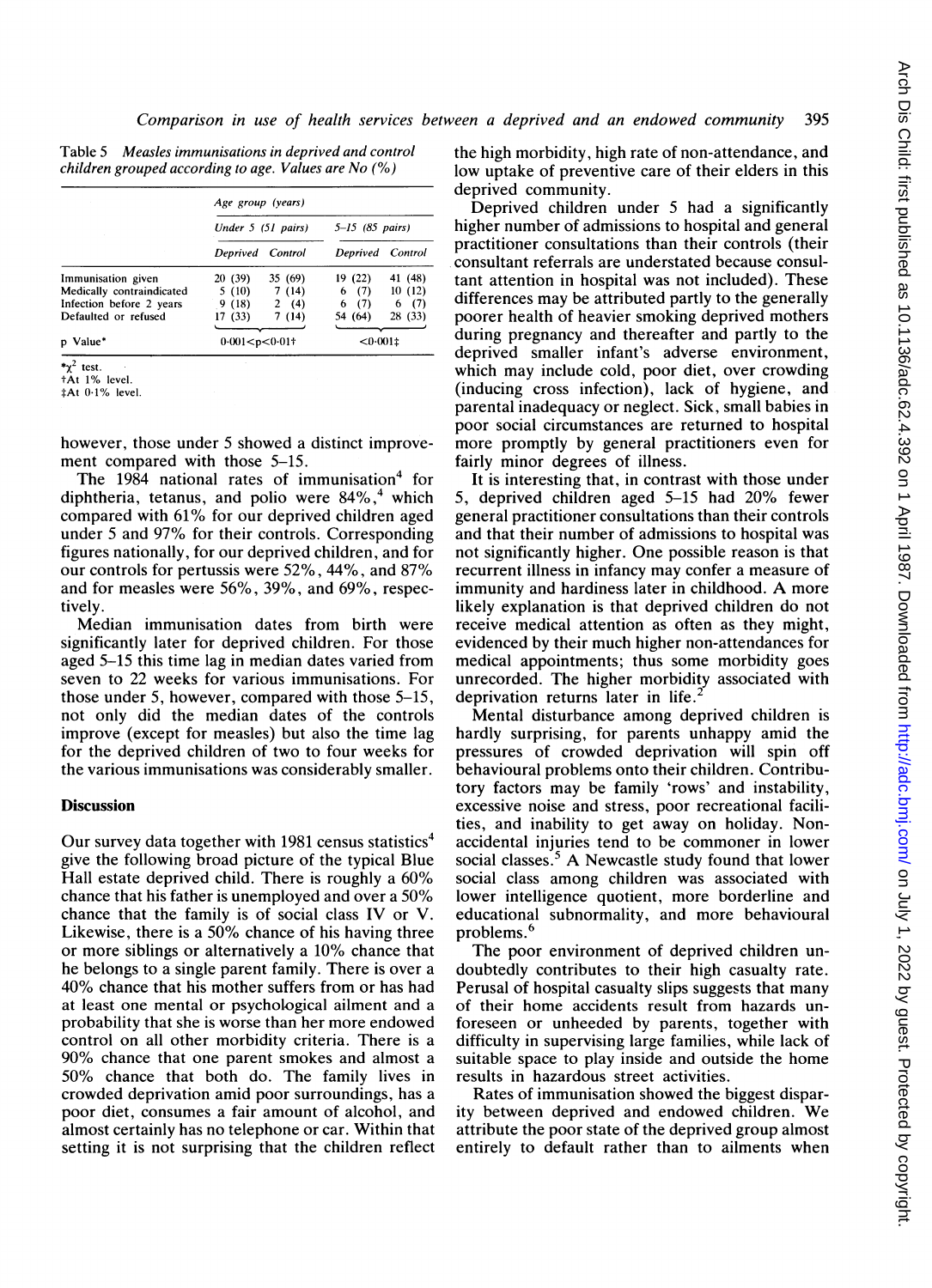Table 5 *Measles immunisations in deprived and control children grouped according to age. Values are No (%)*

| | Age group (years) | | | |
|---|---|---|---|---|
| | Under 5 (51 pairs) | | 5–15 (85 pairs) | |
| | Deprived | Control | Deprived | Control |
| Immunisation given | 20 (39) | 35 (69) | 19 (22) | 41 (48) |
| Medically contraindicated | 5 (10) | 7 (14) | 6 (7) | 10 (12) |
| Infection before 2 years | 9 (18) | 2 (4) | 6 (7) | 6 (7) |
| Defaulted or refused | 17 (33) | 7 (14) | 54 (64) | 28 (33) |
| p Value* | $0.001<p<0.01$† | | $<0.001$‡ | |

*$\chi^2$ test.
†At 1% level.
‡At 0·1% level.

however, those under 5 showed a distinct improvement compared with those 5–15.

The 1984 national rates of immunisation[4] for diphtheria, tetanus, and polio were 84%,[4] which compared with 61% for our deprived children aged under 5 and 97% for their controls. Corresponding figures nationally, for our deprived children, and for our controls for pertussis were 52%, 44%, and 87% and for measles were 56%, 39%, and 69%, respectively.

Median immunisation dates from birth were significantly later for deprived children. For those aged 5–15 this time lag in median dates varied from seven to 22 weeks for various immunisations. For those under 5, however, compared with those 5–15, not only did the median dates of the controls improve (except for measles) but also the time lag for the deprived children of two to four weeks for the various immunisations was considerably smaller.

## Discussion

Our survey data together with 1981 census statistics[4] give the following broad picture of the typical Blue Hall estate deprived child. There is roughly a 60% chance that his father is unemployed and over a 50% chance that the family is of social class IV or V. Likewise, there is a 50% chance of his having three or more siblings or alternatively a 10% chance that he belongs to a single parent family. There is over a 40% chance that his mother suffers from or has had at least one mental or psychological ailment and a probability that she is worse than her more endowed control on all other morbidity criteria. There is a 90% chance that one parent smokes and almost a 50% chance that both do. The family lives in crowded deprivation amid poor surroundings, has a poor diet, consumes a fair amount of alcohol, and almost certainly has no telephone or car. Within that setting it is not surprising that the children reflect the high morbidity, high rate of non-attendance, and low uptake of preventive care of their elders in this deprived community.

Deprived children under 5 had a significantly higher number of admissions to hospital and general practitioner consultations than their controls (their consultant referrals are understated because consultant attention in hospital was not included). These differences may be attributed partly to the generally poorer health of heavier smoking deprived mothers during pregnancy and thereafter and partly to the deprived smaller infant's adverse environment, which may include cold, poor diet, over crowding (inducing cross infection), lack of hygiene, and parental inadequacy or neglect. Sick, small babies in poor social circumstances are returned to hospital more promptly by general practitioners even for fairly minor degrees of illness.

It is interesting that, in contrast with those under 5, deprived children aged 5–15 had 20% fewer general practitioner consultations than their controls and that their number of admissions to hospital was not significantly higher. One possible reason is that recurrent illness in infancy may confer a measure of immunity and hardiness later in childhood. A more likely explanation is that deprived children do not receive medical attention as often as they might, evidenced by their much higher non-attendances for medical appointments; thus some morbidity goes unrecorded. The higher morbidity associated with deprivation returns later in life.[2]

Mental disturbance among deprived children is hardly surprising, for parents unhappy amid the pressures of crowded deprivation will spin off behavioural problems onto their children. Contributory factors may be family 'rows' and instability, excessive noise and stress, poor recreational facilities, and inability to get away on holiday. Non-accidental injuries tend to be commoner in lower social classes.[5] A Newcastle study found that lower social class among children was associated with lower intelligence quotient, more borderline and educational subnormality, and more behavioural problems.[6]

The poor environment of deprived children undoubtedly contributes to their high casualty rate. Perusal of hospital casualty slips suggests that many of their home accidents result from hazards unforeseen or unheeded by parents, together with difficulty in supervising large families, while lack of suitable space to play inside and outside the home results in hazardous street activities.

Rates of immunisation showed the biggest disparity between deprived and endowed children. We attribute the poor state of the deprived group almost entirely to default rather than to ailments when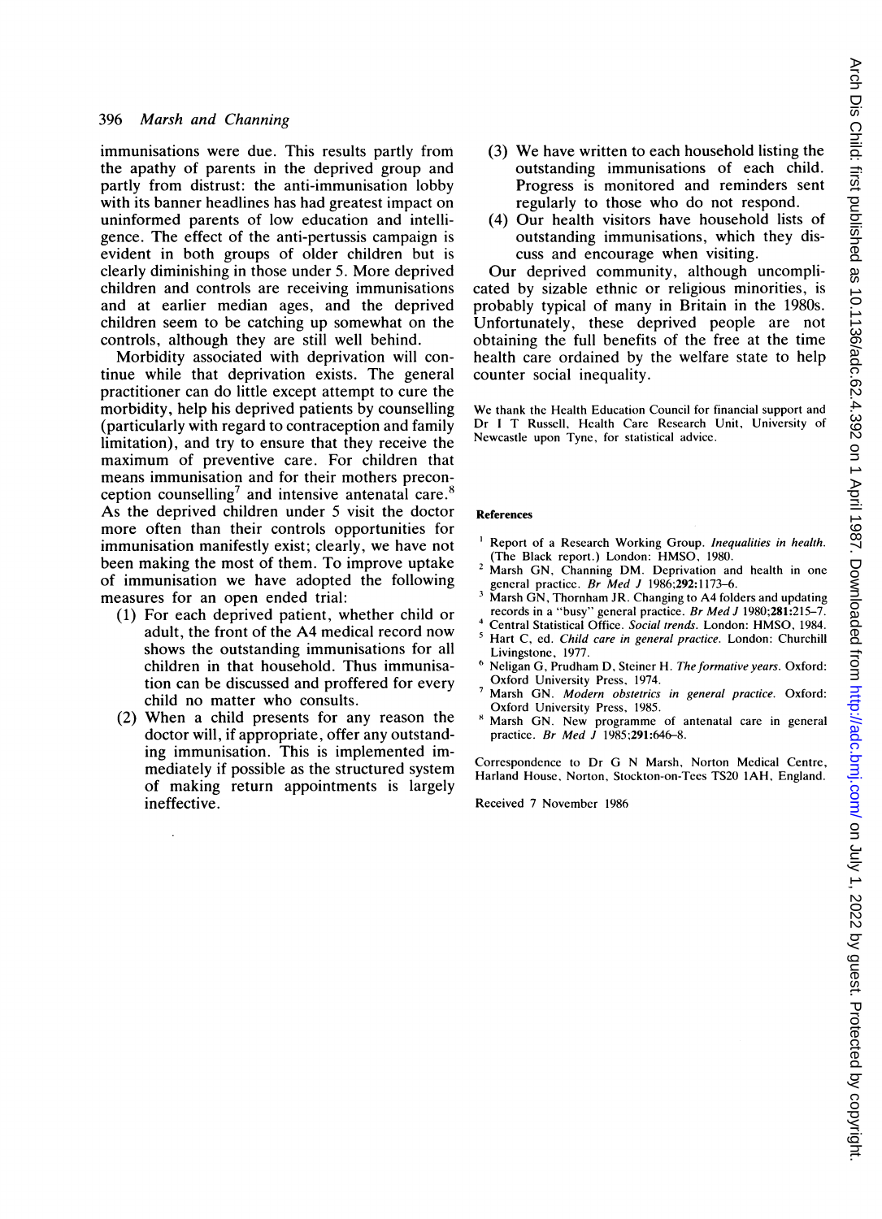immunisations were due. This results partly from the apathy of parents in the deprived group and partly from distrust: the anti-immunisation lobby with its banner headlines has had greatest impact on uninformed parents of low education and intelligence. The effect of the anti-pertussis campaign is evident in both groups of older children but is clearly diminishing in those under 5. More deprived children and controls are receiving immunisations and at earlier median ages, and the deprived children seem to be catching up somewhat on the controls, although they are still well behind.

Morbidity associated with deprivation will continue while that deprivation exists. The general practitioner can do little except attempt to cure the morbidity, help his deprived patients by counselling (particularly with regard to contraception and family limitation), and try to ensure that they receive the maximum of preventive care. For children that means immunisation and for their mothers preconception counselling[7] and intensive antenatal care.[8] As the deprived children under 5 visit the doctor more often than their controls opportunities for immunisation manifestly exist; clearly, we have not been making the most of them. To improve uptake of immunisation we have adopted the following measures for an open ended trial:

(1) For each deprived patient, whether child or adult, the front of the A4 medical record now shows the outstanding immunisations for all children in that household. Thus immunisation can be discussed and proffered for every child no matter who consults.
(2) When a child presents for any reason the doctor will, if appropriate, offer any outstanding immunisation. This is implemented immediately if possible as the structured system of making return appointments is largely ineffective.
(3) We have written to each household listing the outstanding immunisations of each child. Progress is monitored and reminders sent regularly to those who do not respond.
(4) Our health visitors have household lists of outstanding immunisations, which they discuss and encourage when visiting.

Our deprived community, although uncomplicated by sizable ethnic or religious minorities, is probably typical of many in Britain in the 1980s. Unfortunately, these deprived people are not obtaining the full benefits of the free at the time health care ordained by the welfare state to help counter social inequality.

We thank the Health Education Council for financial support and Dr I T Russell, Health Care Research Unit, University of Newcastle upon Tyne, for statistical advice.

## References

1. Report of a Research Working Group. *Inequalities in health.* (The Black report.) London: HMSO, 1980.
2. Marsh GN, Channing DM. Deprivation and health in one general practice. *Br Med J* 1986;**292**:1173–6.
3. Marsh GN, Thornham JR. Changing to A4 folders and updating records in a "busy" general practice. *Br Med J* 1980;**281**:215–7.
4. Central Statistical Office. *Social trends.* London: HMSO, 1984.
5. Hart C, ed. *Child care in general practice.* London: Churchill Livingstone, 1977.
6. Neligan G, Prudham D, Steiner H. *The formative years.* Oxford: Oxford University Press, 1974.
7. Marsh GN. *Modern obstetrics in general practice.* Oxford: Oxford University Press, 1985.
8. Marsh GN. New programme of antenatal care in general practice. *Br Med J* 1985;**291**:646–8.

Correspondence to Dr G N Marsh, Norton Medical Centre, Harland House, Norton, Stockton-on-Tees TS20 1AH, England.

Received 7 November 1986